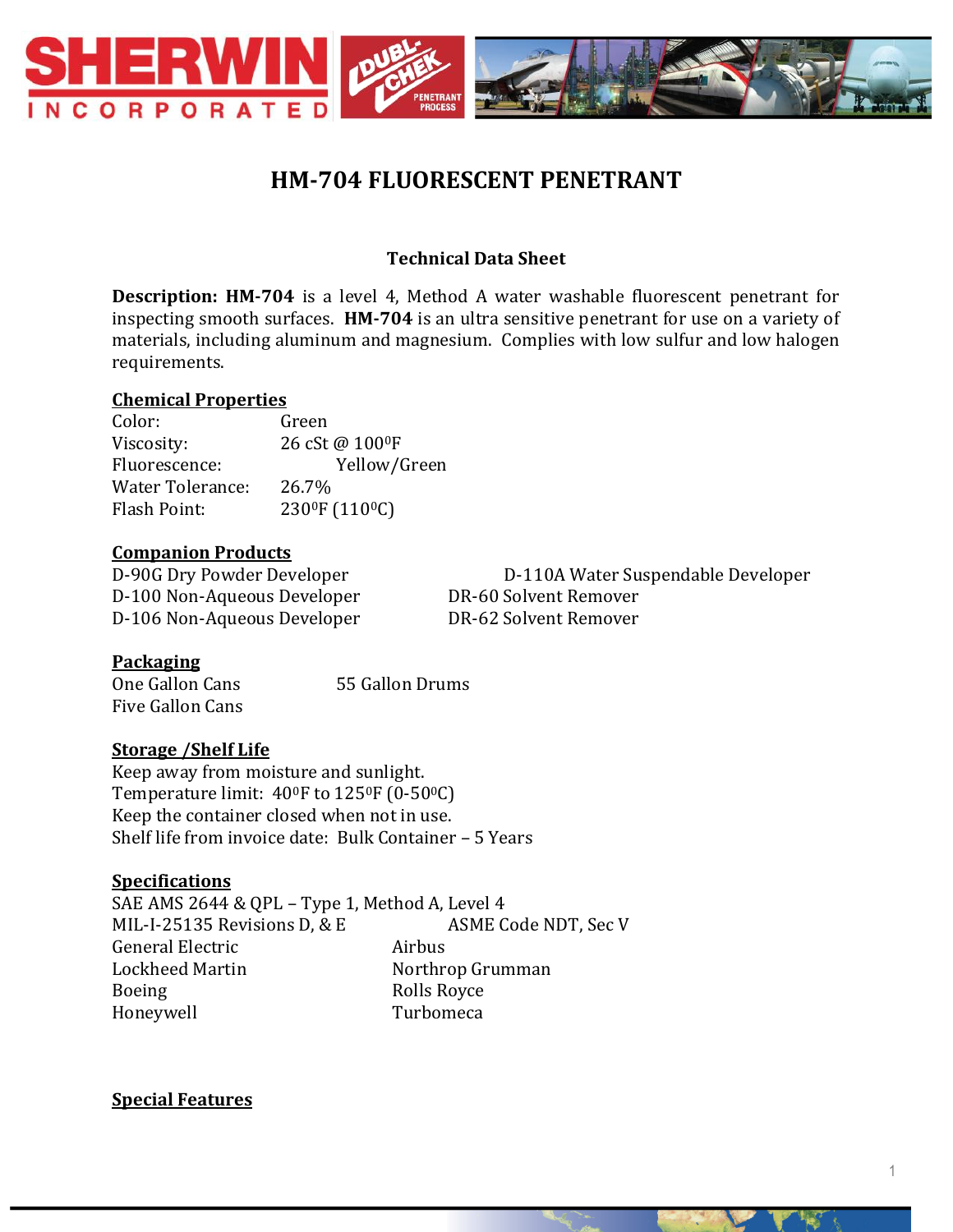# HM-704 FLUORESCENT PENETRANT

### Technical Data Sheet

**Description: HM-704** is a level 4, Method A water washable fluorescent penetrant for inspecting smooth surfaces. **HM-704** is an ultra sensitive penetrant for use on a variety of materials, including aluminum and magnesium. Complies with low sulfur and low halogen requirements.

**Chemical Properties**

| | |
|---|---|
| Color: | Green |
| Viscosity: | 26 cSt @ 100$^0$F |
| Fluorescence: | Yellow/Green |
| Water Tolerance: | 26.7% |
| Flash Point: | 230$^0$F (110$^0$C) |

**Companion Products**

| | |
|---|---|
| D-90G Dry Powder Developer | D-110A Water Suspendable Developer |
| D-100 Non-Aqueous Developer | DR-60 Solvent Remover |
| D-106 Non-Aqueous Developer | DR-62 Solvent Remover |

**Packaging**

| | |
|---|---|
| One Gallon Cans | 55 Gallon Drums |
| Five Gallon Cans | |

**Storage /Shelf Life**

Keep away from moisture and sunlight.
Temperature limit: 40$^0$F to 125$^0$F (0-50$^0$C)
Keep the container closed when not in use.
Shelf life from invoice date: Bulk Container – 5 Years

**Specifications**

SAE AMS 2644 & QPL – Type 1, Method A, Level 4

| | |
|---|---|
| MIL-I-25135 Revisions D, & E | ASME Code NDT, Sec V |
| General Electric | Airbus |
| Lockheed Martin | Northrop Grumman |
| Boeing | Rolls Royce |
| Honeywell | Turbomeca |

**Special Features**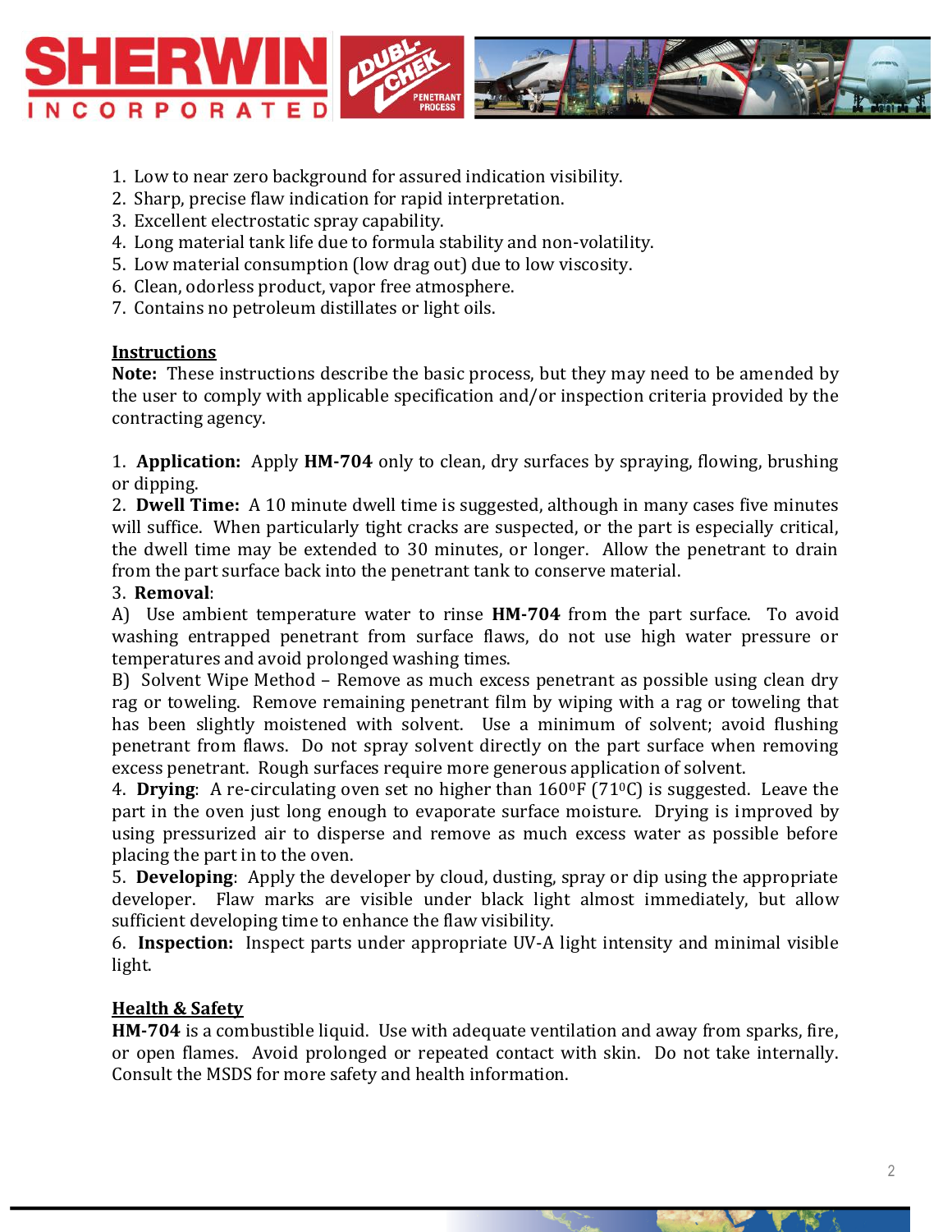1. Low to near zero background for assured indication visibility.
2. Sharp, precise flaw indication for rapid interpretation.
3. Excellent electrostatic spray capability.
4. Long material tank life due to formula stability and non-volatility.
5. Low material consumption (low drag out) due to low viscosity.
6. Clean, odorless product, vapor free atmosphere.
7. Contains no petroleum distillates or light oils.

**Instructions**

**Note:** These instructions describe the basic process, but they may need to be amended by the user to comply with applicable specification and/or inspection criteria provided by the contracting agency.

1. **Application:** Apply **HM-704** only to clean, dry surfaces by spraying, flowing, brushing or dipping.
2. **Dwell Time:** A 10 minute dwell time is suggested, although in many cases five minutes will suffice. When particularly tight cracks are suspected, or the part is especially critical, the dwell time may be extended to 30 minutes, or longer. Allow the penetrant to drain from the part surface back into the penetrant tank to conserve material.
3. **Removal**:

A) Use ambient temperature water to rinse **HM-704** from the part surface. To avoid washing entrapped penetrant from surface flaws, do not use high water pressure or temperatures and avoid prolonged washing times.

B) Solvent Wipe Method – Remove as much excess penetrant as possible using clean dry rag or toweling. Remove remaining penetrant film by wiping with a rag or toweling that has been slightly moistened with solvent. Use a minimum of solvent; avoid flushing penetrant from flaws. Do not spray solvent directly on the part surface when removing excess penetrant. Rough surfaces require more generous application of solvent.

4. **Drying**: A re-circulating oven set no higher than 160$^{0}$F (71$^{0}$C) is suggested. Leave the part in the oven just long enough to evaporate surface moisture. Drying is improved by using pressurized air to disperse and remove as much excess water as possible before placing the part in to the oven.
5. **Developing**: Apply the developer by cloud, dusting, spray or dip using the appropriate developer. Flaw marks are visible under black light almost immediately, but allow sufficient developing time to enhance the flaw visibility.
6. **Inspection:** Inspect parts under appropriate UV-A light intensity and minimal visible light.

**Health & Safety**

**HM-704** is a combustible liquid. Use with adequate ventilation and away from sparks, fire, or open flames. Avoid prolonged or repeated contact with skin. Do not take internally. Consult the MSDS for more safety and health information.